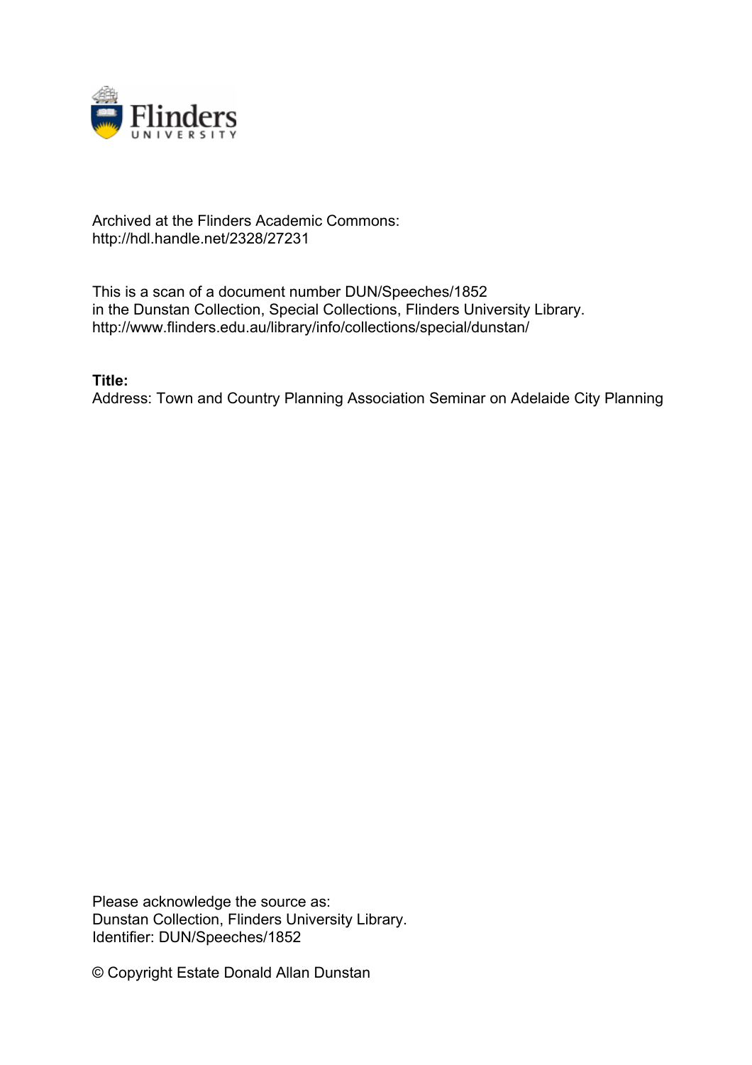Archived at the Flinders Academic Commons:
http://hdl.handle.net/2328/27231

This is a scan of a document number DUN/Speeches/1852
in the Dunstan Collection, Special Collections, Flinders University Library.
http://www.flinders.edu.au/library/info/collections/special/dunstan/

**Title:**
Address: Town and Country Planning Association Seminar on Adelaide City Planning

Please acknowledge the source as:
Dunstan Collection, Flinders University Library.
Identifier: DUN/Speeches/1852

© Copyright Estate Donald Allan Dunstan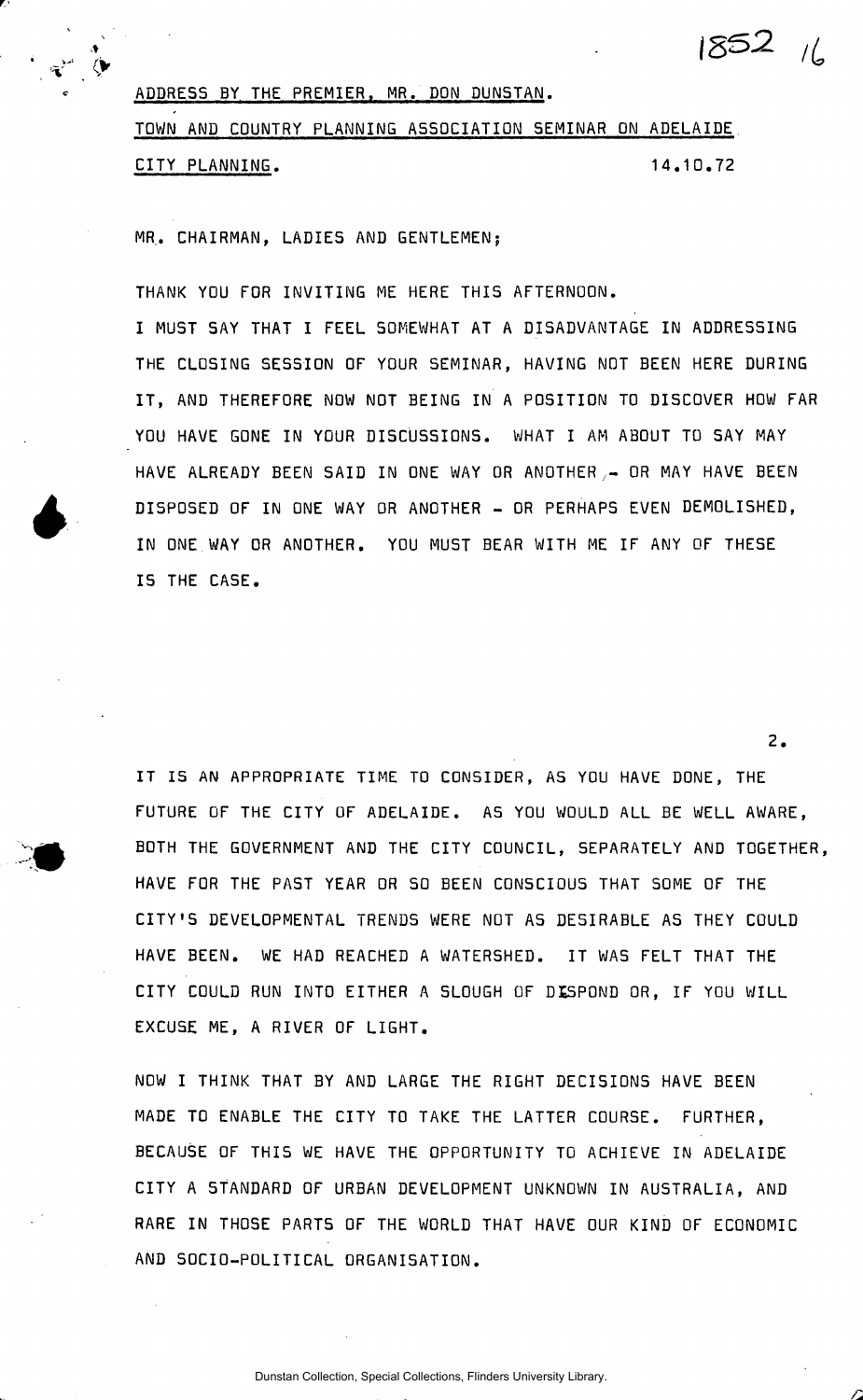ADDRESS BY THE PREMIER, MR. DON DUNSTAN.

TOWN AND COUNTRY PLANNING ASSOCIATION SEMINAR ON ADELAIDE CITY PLANNING. 14.10.72

MR. CHAIRMAN, LADIES AND GENTLEMEN;

THANK YOU FOR INVITING ME HERE THIS AFTERNOON.

I MUST SAY THAT I FEEL SOMEWHAT AT A DISADVANTAGE IN ADDRESSING THE CLOSING SESSION OF YOUR SEMINAR, HAVING NOT BEEN HERE DURING IT, AND THEREFORE NOW NOT BEING IN A POSITION TO DISCOVER HOW FAR YOU HAVE GONE IN YOUR DISCUSSIONS. WHAT I AM ABOUT TO SAY MAY HAVE ALREADY BEEN SAID IN ONE WAY OR ANOTHER - OR MAY HAVE BEEN DISPOSED OF IN ONE WAY OR ANOTHER - OR PERHAPS EVEN DEMOLISHED, IN ONE WAY OR ANOTHER. YOU MUST BEAR WITH ME IF ANY OF THESE IS THE CASE.

IT IS AN APPROPRIATE TIME TO CONSIDER, AS YOU HAVE DONE, THE FUTURE OF THE CITY OF ADELAIDE. AS YOU WOULD ALL BE WELL AWARE, BOTH THE GOVERNMENT AND THE CITY COUNCIL, SEPARATELY AND TOGETHER, HAVE FOR THE PAST YEAR OR SO BEEN CONSCIOUS THAT SOME OF THE CITY'S DEVELOPMENTAL TRENDS WERE NOT AS DESIRABLE AS THEY COULD HAVE BEEN. WE HAD REACHED A WATERSHED. IT WAS FELT THAT THE CITY COULD RUN INTO EITHER A SLOUGH OF DESPOND OR, IF YOU WILL EXCUSE ME, A RIVER OF LIGHT.

NOW I THINK THAT BY AND LARGE THE RIGHT DECISIONS HAVE BEEN MADE TO ENABLE THE CITY TO TAKE THE LATTER COURSE. FURTHER, BECAUSE OF THIS WE HAVE THE OPPORTUNITY TO ACHIEVE IN ADELAIDE CITY A STANDARD OF URBAN DEVELOPMENT UNKNOWN IN AUSTRALIA, AND RARE IN THOSE PARTS OF THE WORLD THAT HAVE OUR KIND OF ECONOMIC AND SOCIO-POLITICAL ORGANISATION.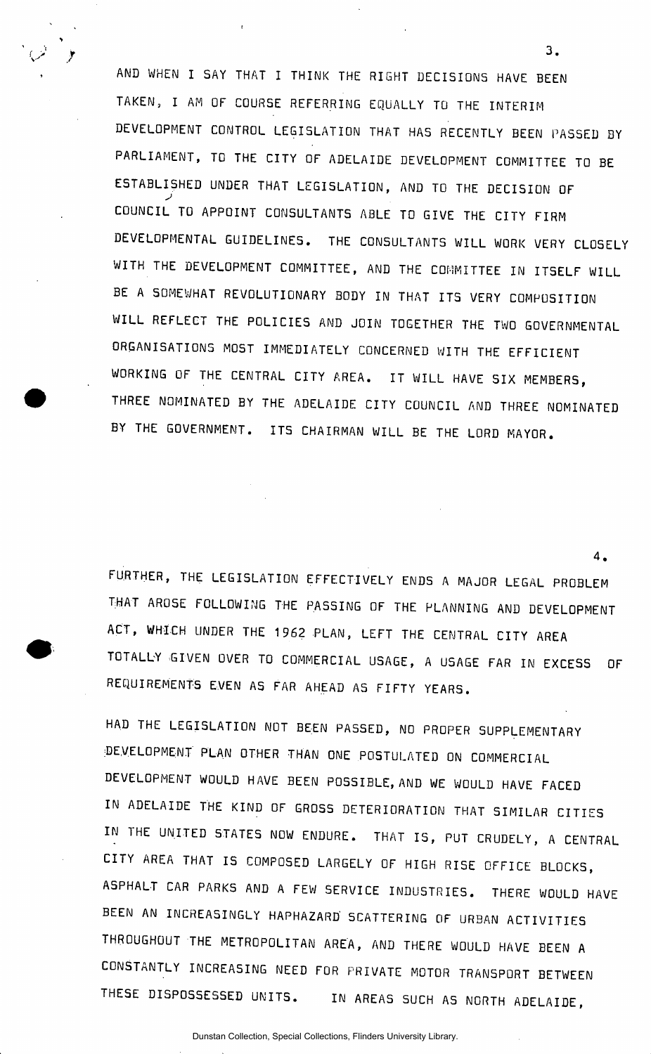AND WHEN I SAY THAT I THINK THE RIGHT DECISIONS HAVE BEEN TAKEN, I AM OF COURSE REFERRING EQUALLY TO THE INTERIM DEVELOPMENT CONTROL LEGISLATION THAT HAS RECENTLY BEEN PASSED BY PARLIAMENT, TO THE CITY OF ADELAIDE DEVELOPMENT COMMITTEE TO BE ESTABLISHED UNDER THAT LEGISLATION, AND TO THE DECISION OF COUNCIL TO APPOINT CONSULTANTS ABLE TO GIVE THE CITY FIRM DEVELOPMENTAL GUIDELINES. THE CONSULTANTS WILL WORK VERY CLOSELY WITH THE DEVELOPMENT COMMITTEE, AND THE COMMITTEE IN ITSELF WILL BE A SOMEWHAT REVOLUTIONARY BODY IN THAT ITS VERY COMPOSITION WILL REFLECT THE POLICIES AND JOIN TOGETHER THE TWO GOVERNMENTAL ORGANISATIONS MOST IMMEDIATELY CONCERNED WITH THE EFFICIENT WORKING OF THE CENTRAL CITY AREA. IT WILL HAVE SIX MEMBERS, THREE NOMINATED BY THE ADELAIDE CITY COUNCIL AND THREE NOMINATED BY THE GOVERNMENT. ITS CHAIRMAN WILL BE THE LORD MAYOR.

FURTHER, THE LEGISLATION EFFECTIVELY ENDS A MAJOR LEGAL PROBLEM THAT AROSE FOLLOWING THE PASSING OF THE PLANNING AND DEVELOPMENT ACT, WHICH UNDER THE 1962 PLAN, LEFT THE CENTRAL CITY AREA TOTALLY GIVEN OVER TO COMMERCIAL USAGE, A USAGE FAR IN EXCESS OF REQUIREMENTS EVEN AS FAR AHEAD AS FIFTY YEARS.

HAD THE LEGISLATION NOT BEEN PASSED, NO PROPER SUPPLEMENTARY DEVELOPMENT PLAN OTHER THAN ONE POSTULATED ON COMMERCIAL DEVELOPMENT WOULD HAVE BEEN POSSIBLE, AND WE WOULD HAVE FACED IN ADELAIDE THE KIND OF GROSS DETERIORATION THAT SIMILAR CITIES IN THE UNITED STATES NOW ENDURE. THAT IS, PUT CRUDELY, A CENTRAL CITY AREA THAT IS COMPOSED LARGELY OF HIGH RISE OFFICE BLOCKS, ASPHALT CAR PARKS AND A FEW SERVICE INDUSTRIES. THERE WOULD HAVE BEEN AN INCREASINGLY HAPHAZARD SCATTERING OF URBAN ACTIVITIES THROUGHOUT THE METROPOLITAN AREA, AND THERE WOULD HAVE BEEN A CONSTANTLY INCREASING NEED FOR PRIVATE MOTOR TRANSPORT BETWEEN THESE DISPOSSESSED UNITS. IN AREAS SUCH AS NORTH ADELAIDE,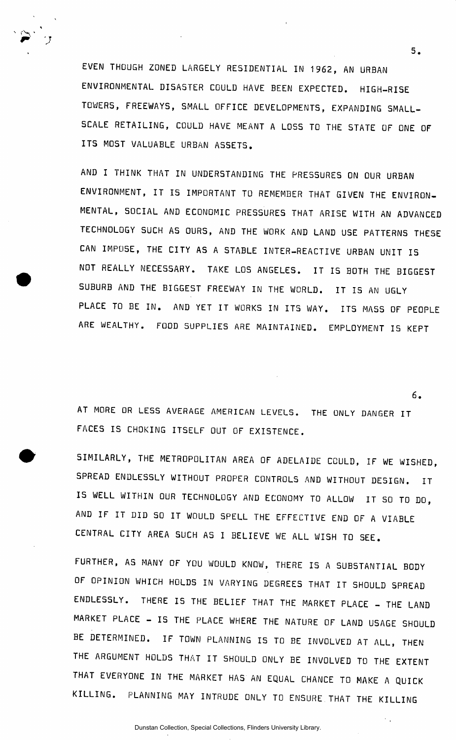EVEN THOUGH ZONED LARGELY RESIDENTIAL IN 1962, AN URBAN ENVIRONMENTAL DISASTER COULD HAVE BEEN EXPECTED. HIGH-RISE TOWERS, FREEWAYS, SMALL OFFICE DEVELOPMENTS, EXPANDING SMALL-SCALE RETAILING, COULD HAVE MEANT A LOSS TO THE STATE OF ONE OF ITS MOST VALUABLE URBAN ASSETS.

AND I THINK THAT IN UNDERSTANDING THE PRESSURES ON OUR URBAN ENVIRONMENT, IT IS IMPORTANT TO REMEMBER THAT GIVEN THE ENVIRONMENTAL, SOCIAL AND ECONOMIC PRESSURES THAT ARISE WITH AN ADVANCED TECHNOLOGY SUCH AS OURS, AND THE WORK AND LAND USE PATTERNS THESE CAN IMPOSE, THE CITY AS A STABLE INTER-REACTIVE URBAN UNIT IS NOT REALLY NECESSARY. TAKE LOS ANGELES. IT IS BOTH THE BIGGEST SUBURB AND THE BIGGEST FREEWAY IN THE WORLD. IT IS AN UGLY PLACE TO BE IN. AND YET IT WORKS IN ITS WAY. ITS MASS OF PEOPLE ARE WEALTHY. FOOD SUPPLIES ARE MAINTAINED. EMPLOYMENT IS KEPT AT MORE OR LESS AVERAGE AMERICAN LEVELS. THE ONLY DANGER IT FACES IS CHOKING ITSELF OUT OF EXISTENCE.

SIMILARLY, THE METROPOLITAN AREA OF ADELAIDE COULD, IF WE WISHED, SPREAD ENDLESSLY WITHOUT PROPER CONTROLS AND WITHOUT DESIGN. IT IS WELL WITHIN OUR TECHNOLOGY AND ECONOMY TO ALLOW IT SO TO DO, AND IF IT DID SO IT WOULD SPELL THE EFFECTIVE END OF A VIABLE CENTRAL CITY AREA SUCH AS I BELIEVE WE ALL WISH TO SEE.

FURTHER, AS MANY OF YOU WOULD KNOW, THERE IS A SUBSTANTIAL BODY OF OPINION WHICH HOLDS IN VARYING DEGREES THAT IT SHOULD SPREAD ENDLESSLY. THERE IS THE BELIEF THAT THE MARKET PLACE - THE LAND MARKET PLACE - IS THE PLACE WHERE THE NATURE OF LAND USAGE SHOULD BE DETERMINED. IF TOWN PLANNING IS TO BE INVOLVED AT ALL, THEN THE ARGUMENT HOLDS THAT IT SHOULD ONLY BE INVOLVED TO THE EXTENT THAT EVERYONE IN THE MARKET HAS AN EQUAL CHANCE TO MAKE A QUICK KILLING. PLANNING MAY INTRUDE ONLY TO ENSURE THAT THE KILLING

Dunstan Collection, Special Collections, Flinders University Library.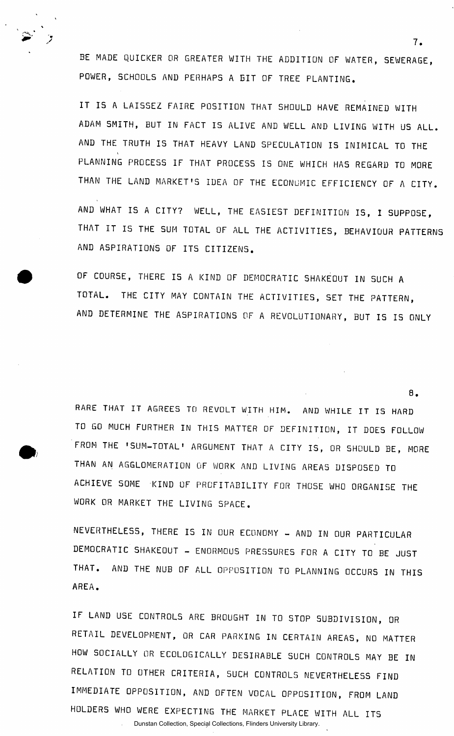BE MADE QUICKER OR GREATER WITH THE ADDITION OF WATER, SEWERAGE, POWER, SCHOOLS AND PERHAPS A BIT OF TREE PLANTING.

IT IS A LAISSEZ FAIRE POSITION THAT SHOULD HAVE REMAINED WITH ADAM SMITH, BUT IN FACT IS ALIVE AND WELL AND LIVING WITH US ALL. AND THE TRUTH IS THAT HEAVY LAND SPECULATION IS INIMICAL TO THE PLANNING PROCESS IF THAT PROCESS IS ONE WHICH HAS REGARD TO MORE THAN THE LAND MARKET'S IDEA OF THE ECONOMIC EFFICIENCY OF A CITY.

AND WHAT IS A CITY? WELL, THE EASIEST DEFINITION IS, I SUPPOSE, THAT IT IS THE SUM TOTAL OF ALL THE ACTIVITIES, BEHAVIOUR PATTERNS AND ASPIRATIONS OF ITS CITIZENS.

OF COURSE, THERE IS A KIND OF DEMOCRATIC SHAKEOUT IN SUCH A TOTAL. THE CITY MAY CONTAIN THE ACTIVITIES, SET THE PATTERN, AND DETERMINE THE ASPIRATIONS OF A REVOLUTIONARY, BUT IS IS ONLY RARE THAT IT AGREES TO REVOLT WITH HIM. AND WHILE IT IS HARD TO GO MUCH FURTHER IN THIS MATTER OF DEFINITION, IT DOES FOLLOW FROM THE 'SUM-TOTAL' ARGUMENT THAT A CITY IS, OR SHOULD BE, MORE THAN AN AGGLOMERATION OF WORK AND LIVING AREAS DISPOSED TO ACHIEVE SOME KIND OF PROFITABILITY FOR THOSE WHO ORGANISE THE WORK OR MARKET THE LIVING SPACE.

NEVERTHELESS, THERE IS IN OUR ECONOMY - AND IN OUR PARTICULAR DEMOCRATIC SHAKEOUT - ENORMOUS PRESSURES FOR A CITY TO BE JUST THAT. AND THE NUB OF ALL OPPOSITION TO PLANNING OCCURS IN THIS AREA.

IF LAND USE CONTROLS ARE BROUGHT IN TO STOP SUBDIVISION, OR RETAIL DEVELOPMENT, OR CAR PARKING IN CERTAIN AREAS, NO MATTER HOW SOCIALLY OR ECOLOGICALLY DESIRABLE SUCH CONTROLS MAY BE IN RELATION TO OTHER CRITERIA, SUCH CONTROLS NEVERTHELESS FIND IMMEDIATE OPPOSITION, AND OFTEN VOCAL OPPOSITION, FROM LAND HOLDERS WHO WERE EXPECTING THE MARKET PLACE WITH ALL ITS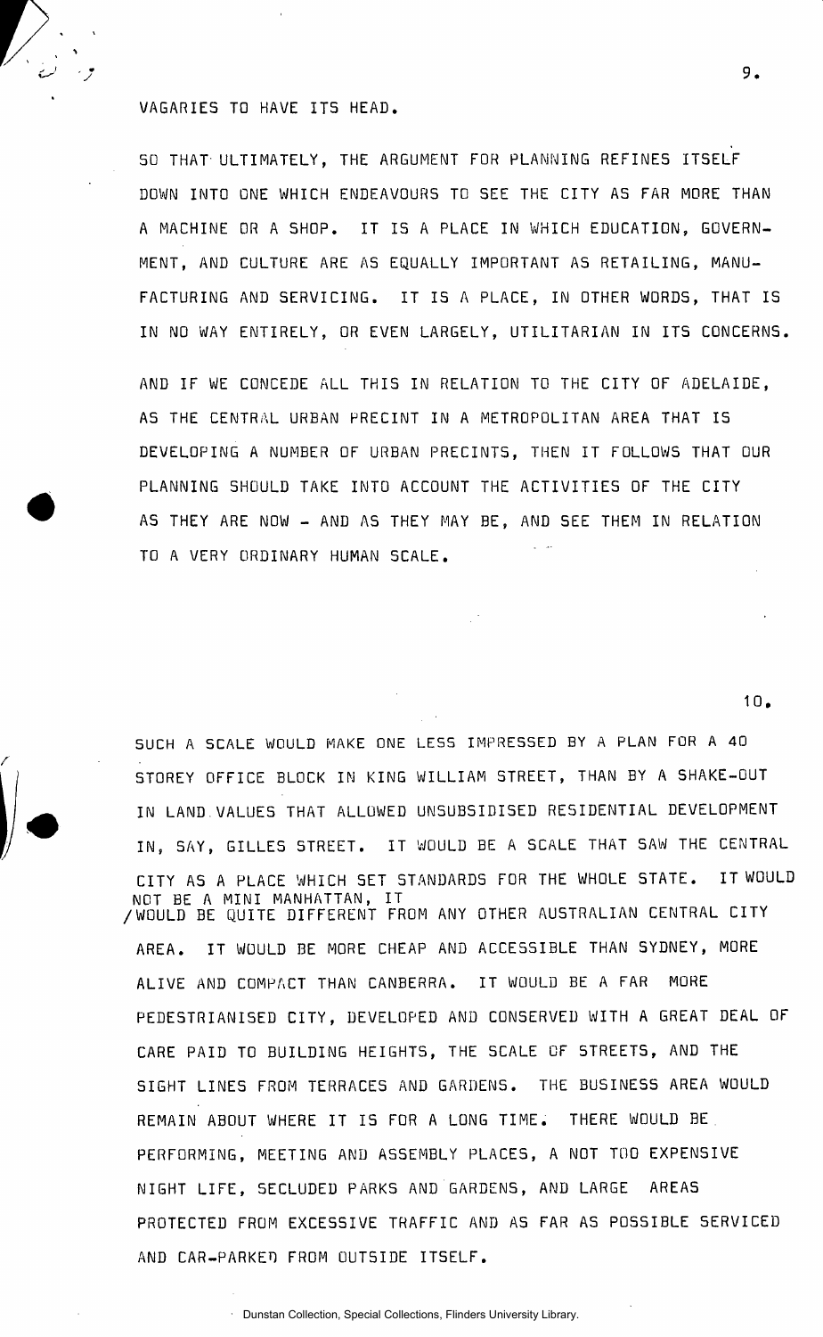VAGARIES TO HAVE ITS HEAD.

SO THAT ULTIMATELY, THE ARGUMENT FOR PLANNING REFINES ITSELF DOWN INTO ONE WHICH ENDEAVOURS TO SEE THE CITY AS FAR MORE THAN A MACHINE OR A SHOP. IT IS A PLACE IN WHICH EDUCATION, GOVERNMENT, AND CULTURE ARE AS EQUALLY IMPORTANT AS RETAILING, MANUFACTURING AND SERVICING. IT IS A PLACE, IN OTHER WORDS, THAT IS IN NO WAY ENTIRELY, OR EVEN LARGELY, UTILITARIAN IN ITS CONCERNS.

AND IF WE CONCEDE ALL THIS IN RELATION TO THE CITY OF ADELAIDE, AS THE CENTRAL URBAN PRECINT IN A METROPOLITAN AREA THAT IS DEVELOPING A NUMBER OF URBAN PRECINTS, THEN IT FOLLOWS THAT OUR PLANNING SHOULD TAKE INTO ACCOUNT THE ACTIVITIES OF THE CITY AS THEY ARE NOW - AND AS THEY MAY BE, AND SEE THEM IN RELATION TO A VERY ORDINARY HUMAN SCALE.

SUCH A SCALE WOULD MAKE ONE LESS IMPRESSED BY A PLAN FOR A 40 STOREY OFFICE BLOCK IN KING WILLIAM STREET, THAN BY A SHAKE-OUT IN LAND VALUES THAT ALLOWED UNSUBSIDISED RESIDENTIAL DEVELOPMENT IN, SAY, GILLES STREET. IT WOULD BE A SCALE THAT SAW THE CENTRAL CITY AS A PLACE WHICH SET STANDARDS FOR THE WHOLE STATE. IT WOULD NOT BE A MINI MANHATTAN, IT WOULD BE QUITE DIFFERENT FROM ANY OTHER AUSTRALIAN CENTRAL CITY AREA. IT WOULD BE MORE CHEAP AND ACCESSIBLE THAN SYDNEY, MORE ALIVE AND COMPACT THAN CANBERRA. IT WOULD BE A FAR MORE PEDESTRIANISED CITY, DEVELOPED AND CONSERVED WITH A GREAT DEAL OF CARE PAID TO BUILDING HEIGHTS, THE SCALE OF STREETS, AND THE SIGHT LINES FROM TERRACES AND GARDENS. THE BUSINESS AREA WOULD REMAIN ABOUT WHERE IT IS FOR A LONG TIME. THERE WOULD BE PERFORMING, MEETING AND ASSEMBLY PLACES, A NOT TOO EXPENSIVE NIGHT LIFE, SECLUDED PARKS AND GARDENS, AND LARGE AREAS PROTECTED FROM EXCESSIVE TRAFFIC AND AS FAR AS POSSIBLE SERVICED AND CAR-PARKED FROM OUTSIDE ITSELF.

Dunstan Collection, Special Collections, Flinders University Library.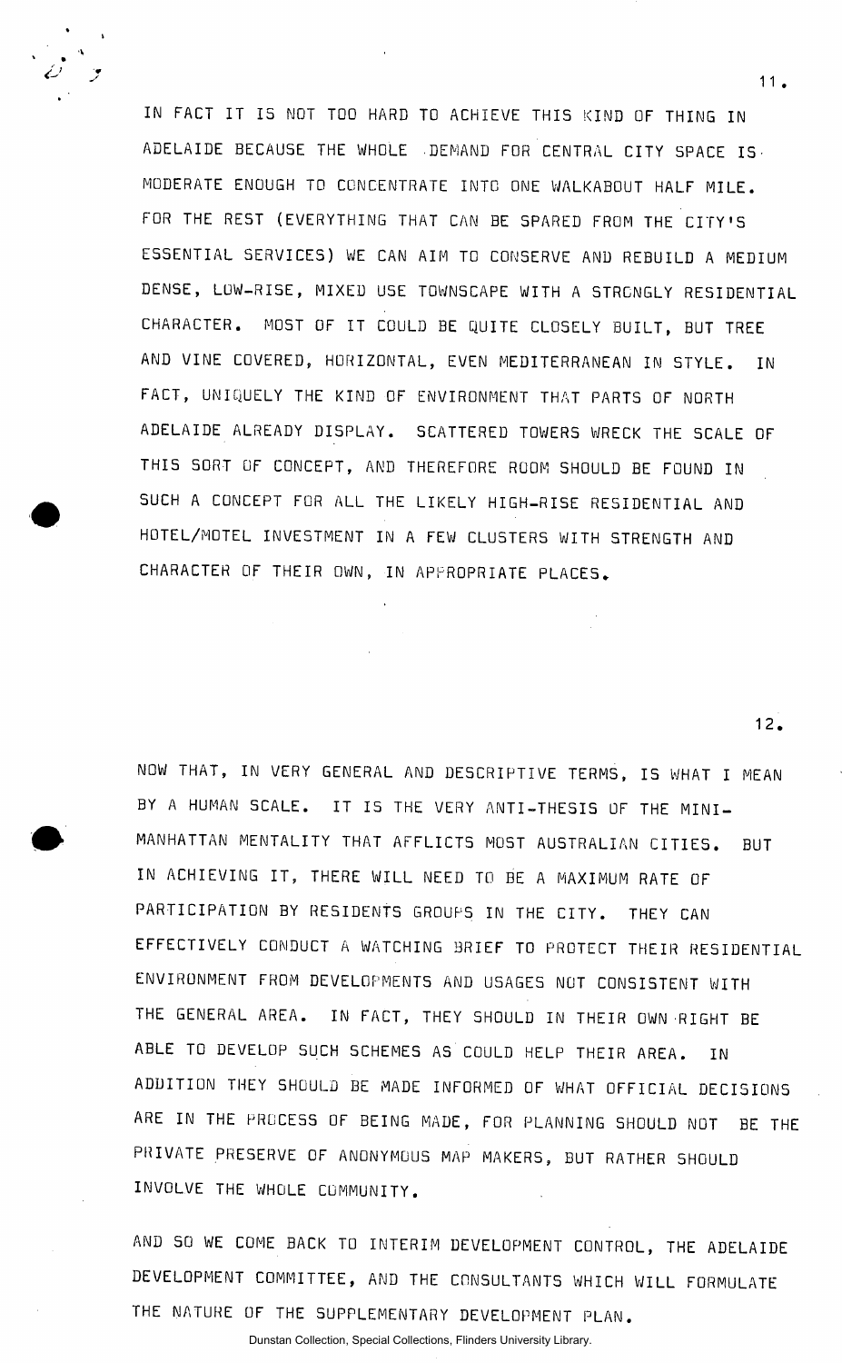IN FACT IT IS NOT TOO HARD TO ACHIEVE THIS KIND OF THING IN ADELAIDE BECAUSE THE WHOLE DEMAND FOR CENTRAL CITY SPACE IS MODERATE ENOUGH TO CONCENTRATE INTO ONE WALKABOUT HALF MILE. FOR THE REST (EVERYTHING THAT CAN BE SPARED FROM THE CITY'S ESSENTIAL SERVICES) WE CAN AIM TO CONSERVE AND REBUILD A MEDIUM DENSE, LOW-RISE, MIXED USE TOWNSCAPE WITH A STRONGLY RESIDENTIAL CHARACTER. MOST OF IT COULD BE QUITE CLOSELY BUILT, BUT TREE AND VINE COVERED, HORIZONTAL, EVEN MEDITERRANEAN IN STYLE. IN FACT, UNIQUELY THE KIND OF ENVIRONMENT THAT PARTS OF NORTH ADELAIDE ALREADY DISPLAY. SCATTERED TOWERS WRECK THE SCALE OF THIS SORT OF CONCEPT, AND THEREFORE ROOM SHOULD BE FOUND IN SUCH A CONCEPT FOR ALL THE LIKELY HIGH-RISE RESIDENTIAL AND HOTEL/MOTEL INVESTMENT IN A FEW CLUSTERS WITH STRENGTH AND CHARACTER OF THEIR OWN, IN APPROPRIATE PLACES.

NOW THAT, IN VERY GENERAL AND DESCRIPTIVE TERMS, IS WHAT I MEAN BY A HUMAN SCALE. IT IS THE VERY ANTI-THESIS OF THE MINI-MANHATTAN MENTALITY THAT AFFLICTS MOST AUSTRALIAN CITIES. BUT IN ACHIEVING IT, THERE WILL NEED TO BE A MAXIMUM RATE OF PARTICIPATION BY RESIDENTS GROUPS IN THE CITY. THEY CAN EFFECTIVELY CONDUCT A WATCHING BRIEF TO PROTECT THEIR RESIDENTIAL ENVIRONMENT FROM DEVELOPMENTS AND USAGES NOT CONSISTENT WITH THE GENERAL AREA. IN FACT, THEY SHOULD IN THEIR OWN RIGHT BE ABLE TO DEVELOP SUCH SCHEMES AS COULD HELP THEIR AREA. IN ADDITION THEY SHOULD BE MADE INFORMED OF WHAT OFFICIAL DECISIONS ARE IN THE PROCESS OF BEING MADE, FOR PLANNING SHOULD NOT BE THE PRIVATE PRESERVE OF ANONYMOUS MAP MAKERS, BUT RATHER SHOULD INVOLVE THE WHOLE COMMUNITY.

AND SO WE COME BACK TO INTERIM DEVELOPMENT CONTROL, THE ADELAIDE DEVELOPMENT COMMITTEE, AND THE CONSULTANTS WHICH WILL FORMULATE THE NATURE OF THE SUPPLEMENTARY DEVELOPMENT PLAN.

Dunstan Collection, Special Collections, Flinders University Library.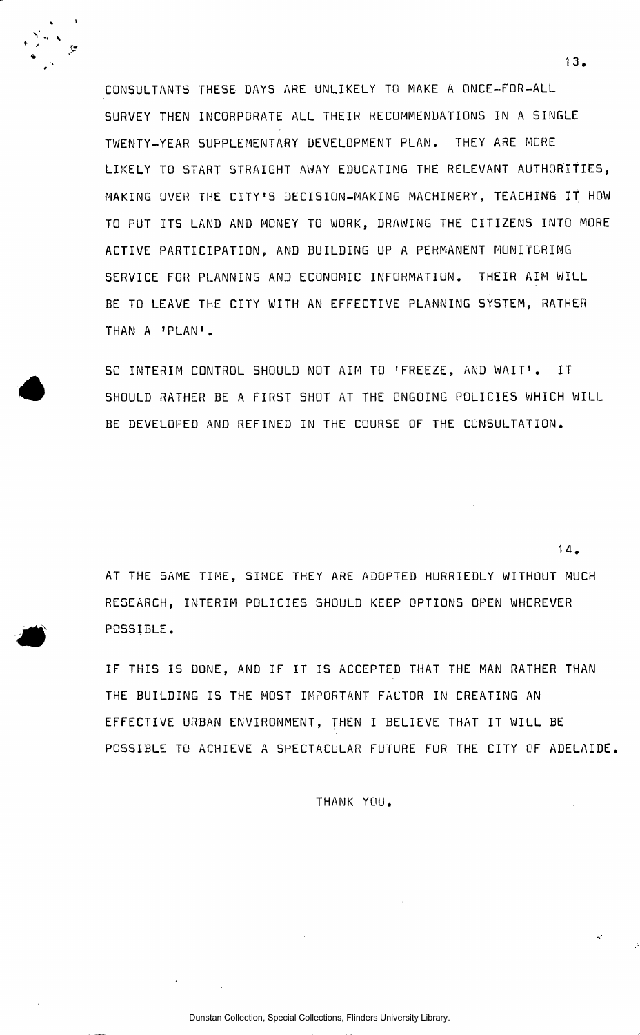CONSULTANTS THESE DAYS ARE UNLIKELY TO MAKE A ONCE-FOR-ALL SURVEY THEN INCORPORATE ALL THEIR RECOMMENDATIONS IN A SINGLE TWENTY-YEAR SUPPLEMENTARY DEVELOPMENT PLAN. THEY ARE MORE LIKELY TO START STRAIGHT AWAY EDUCATING THE RELEVANT AUTHORITIES, MAKING OVER THE CITY'S DECISION-MAKING MACHINERY, TEACHING IT HOW TO PUT ITS LAND AND MONEY TO WORK, DRAWING THE CITIZENS INTO MORE ACTIVE PARTICIPATION, AND BUILDING UP A PERMANENT MONITORING SERVICE FOR PLANNING AND ECONOMIC INFORMATION. THEIR AIM WILL BE TO LEAVE THE CITY WITH AN EFFECTIVE PLANNING SYSTEM, RATHER THAN A 'PLAN'.

SO INTERIM CONTROL SHOULD NOT AIM TO 'FREEZE, AND WAIT'. IT SHOULD RATHER BE A FIRST SHOT AT THE ONGOING POLICIES WHICH WILL BE DEVELOPED AND REFINED IN THE COURSE OF THE CONSULTATION.

AT THE SAME TIME, SINCE THEY ARE ADOPTED HURRIEDLY WITHOUT MUCH RESEARCH, INTERIM POLICIES SHOULD KEEP OPTIONS OPEN WHEREVER POSSIBLE.

IF THIS IS DONE, AND IF IT IS ACCEPTED THAT THE MAN RATHER THAN THE BUILDING IS THE MOST IMPORTANT FACTOR IN CREATING AN EFFECTIVE URBAN ENVIRONMENT, THEN I BELIEVE THAT IT WILL BE POSSIBLE TO ACHIEVE A SPECTACULAR FUTURE FOR THE CITY OF ADELAIDE.

THANK YOU.

Dunstan Collection, Special Collections, Flinders University Library.